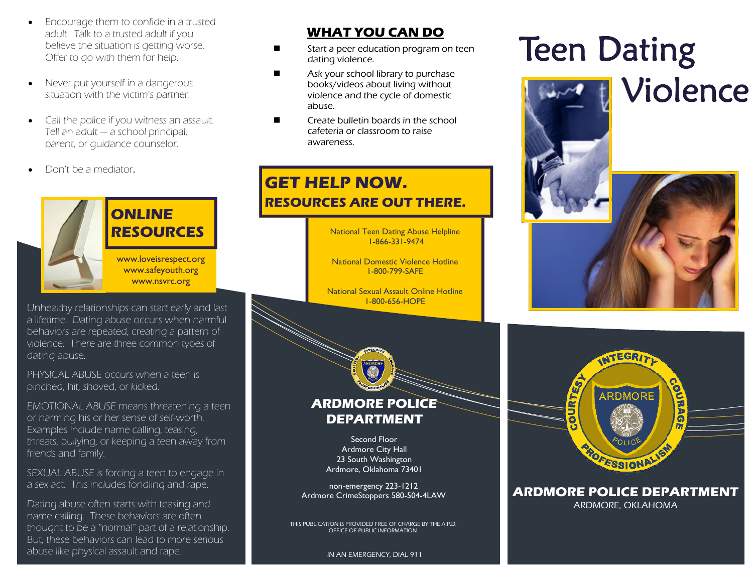- Encourage them to confide in a trusted adult. Talk to a trusted adult if you believe the situation is getting worse. Offer to go with them for help.
- Never put yourself in a dangerous situation with the victim's partner.
- Call the police if you witness an assault. Tell an adult — a school principal, parent, or guidance counselor.
- Don't be a mediator.

## ONLINE RESOURCES

www.loveisrespect.org
www.safeyouth.org
www.nsvrc.org

Unhealthy relationships can start early and last a lifetime. Dating abuse occurs when harmful behaviors are repeated, creating a pattern of violence. There are three common types of dating abuse.

PHYSICAL ABUSE occurs when a teen is pinched, hit, shoved, or kicked.

EMOTIONAL ABUSE means threatening a teen or harming his or her sense of self-worth. Examples include name calling, teasing, threats, bullying, or keeping a teen away from friends and family.

SEXUAL ABUSE is forcing a teen to engage in a sex act. This includes fondling and rape.

Dating abuse often starts with teasing and name calling. These behaviors are often thought to be a "normal" part of a relationship. But, these behaviors can lead to more serious abuse like physical assault and rape.

## WHAT YOU CAN DO

- Start a peer education program on teen dating violence.
- Ask your school library to purchase books/videos about living without violence and the cycle of domestic abuse.
- Create bulletin boards in the school cafeteria or classroom to raise awareness.

## GET HELP NOW.
### RESOURCES ARE OUT THERE.

National Teen Dating Abuse Helpline
1-866-331-9474

National Domestic Violence Hotline
1-800-799-SAFE

National Sexual Assault Online Hotline
1-800-656-HOPE

## ARDMORE POLICE DEPARTMENT

Second Floor
Ardmore City Hall
23 South Washington
Ardmore, Oklahoma 73401

non-emergency 223-1212
Ardmore CrimeStoppers 580-504-4LAW

THIS PUBLICATION IS PROVIDED FREE OF CHARGE BY THE A.P.D. OFFICE OF PUBLIC INFORMATION.

IN AN EMERGENCY, DIAL 911

# Teen Dating Violence

## ARDMORE POLICE DEPARTMENT

ARDMORE, OKLAHOMA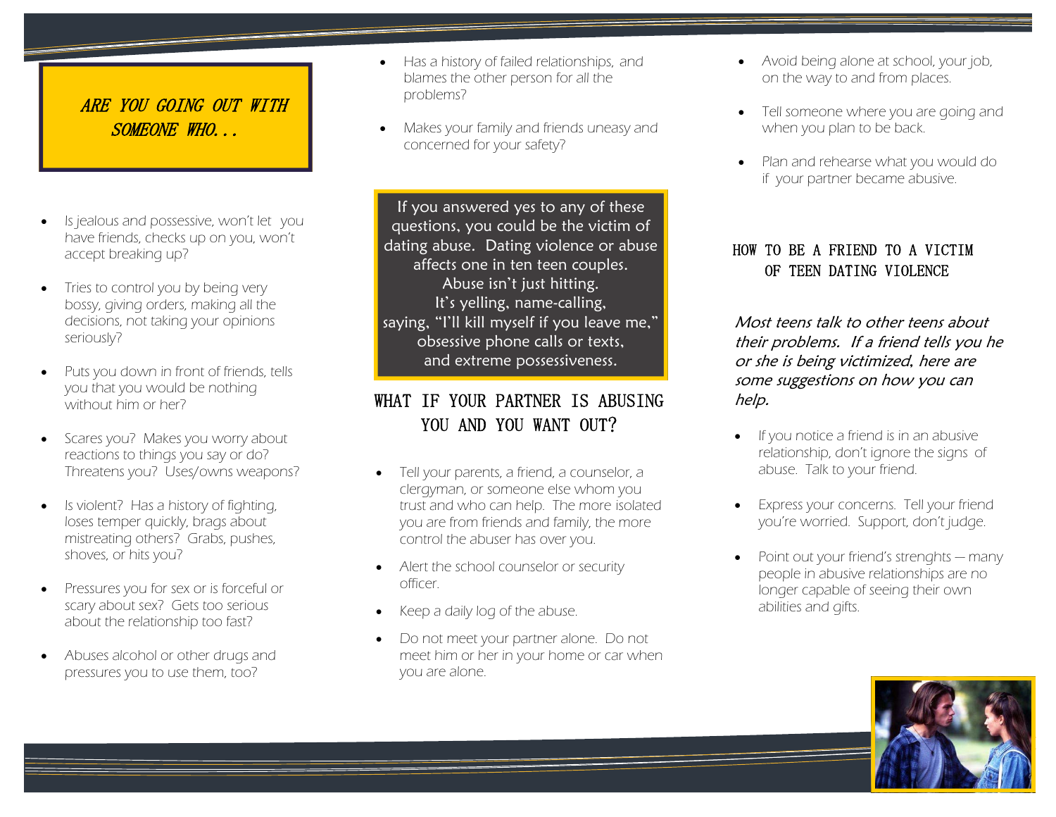## ARE YOU GOING OUT WITH SOMEONE WHO...

- Is jealous and possessive, won't let you have friends, checks up on you, won't accept breaking up?
- Tries to control you by being very bossy, giving orders, making all the decisions, not taking your opinions seriously?
- Puts you down in front of friends, tells you that you would be nothing without him or her?
- Scares you? Makes you worry about reactions to things you say or do? Threatens you? Uses/owns weapons?
- Is violent? Has a history of fighting, loses temper quickly, brags about mistreating others? Grabs, pushes, shoves, or hits you?
- Pressures you for sex or is forceful or scary about sex? Gets too serious about the relationship too fast?
- Abuses alcohol or other drugs and pressures you to use them, too?
- Has a history of failed relationships, and blames the other person for all the problems?
- Makes your family and friends uneasy and concerned for your safety?

If you answered yes to any of these questions, you could be the victim of dating abuse. Dating violence or abuse affects one in ten teen couples.
Abuse isn't just hitting.
It's yelling, name-calling,
saying, "I'll kill myself if you leave me,"
obsessive phone calls or texts,
and extreme possessiveness.

## WHAT IF YOUR PARTNER IS ABUSING YOU AND YOU WANT OUT?

- Tell your parents, a friend, a counselor, a clergyman, or someone else whom you trust and who can help. The more isolated you are from friends and family, the more control the abuser has over you.
- Alert the school counselor or security officer.
- Keep a daily log of the abuse.
- Do not meet your partner alone. Do not meet him or her in your home or car when you are alone.
- Avoid being alone at school, your job, on the way to and from places.
- Tell someone where you are going and when you plan to be back.
- Plan and rehearse what you would do if your partner became abusive.

## HOW TO BE A FRIEND TO A VICTIM OF TEEN DATING VIOLENCE

*Most teens talk to other teens about their problems. If a friend tells you he or she is being victimized, here are some suggestions on how you can help.*

- If you notice a friend is in an abusive relationship, don't ignore the signs of abuse. Talk to your friend.
- Express your concerns. Tell your friend you're worried. Support, don't judge.
- Point out your friend's strenghts — many people in abusive relationships are no longer capable of seeing their own abilities and gifts.